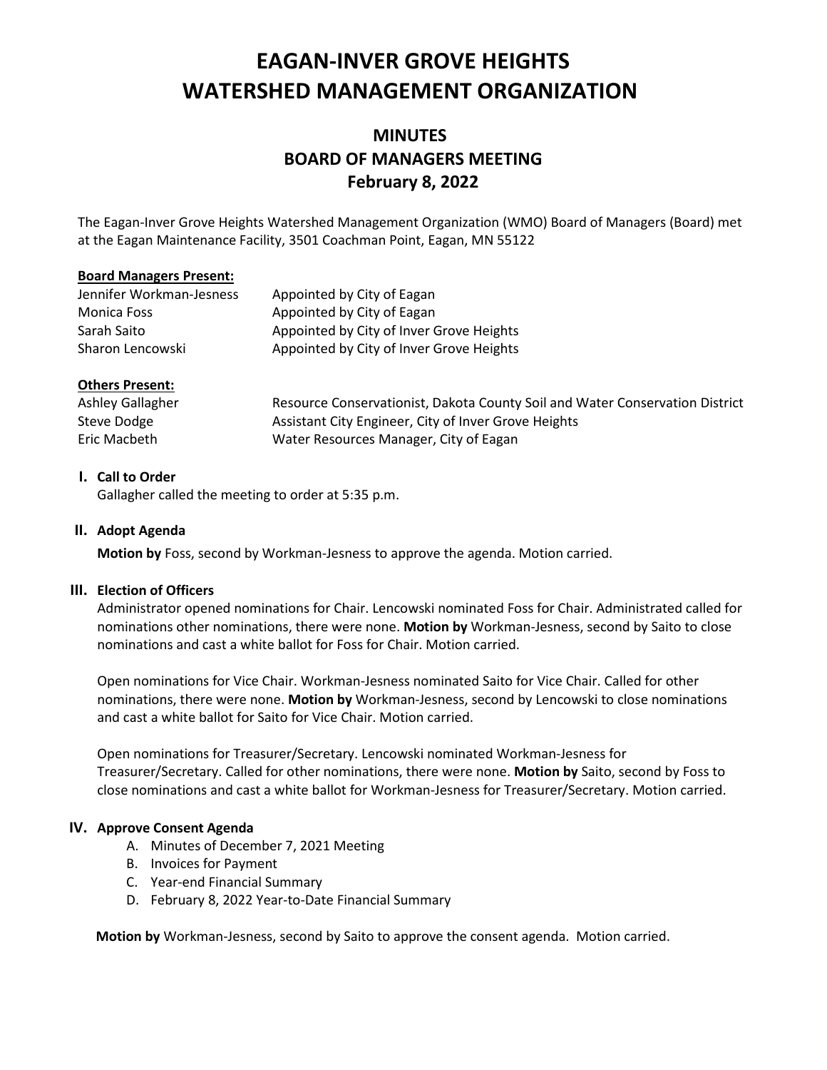# EAGAN-INVER GROVE HEIGHTS WATERSHED MANAGEMENT ORGANIZATION

## MINUTES
## BOARD OF MANAGERS MEETING
## February 8, 2022

The Eagan-Inver Grove Heights Watershed Management Organization (WMO) Board of Managers (Board) met at the Eagan Maintenance Facility, 3501 Coachman Point, Eagan, MN 55122

**Board Managers Present:**

| | |
|---|---|
| Jennifer Workman-Jesness | Appointed by City of Eagan |
| Monica Foss | Appointed by City of Eagan |
| Sarah Saito | Appointed by City of Inver Grove Heights |
| Sharon Lencowski | Appointed by City of Inver Grove Heights |

**Others Present:**

| | |
|---|---|
| Ashley Gallagher | Resource Conservationist, Dakota County Soil and Water Conservation District |
| Steve Dodge | Assistant City Engineer, City of Inver Grove Heights |
| Eric Macbeth | Water Resources Manager, City of Eagan |

### I. Call to Order

Gallagher called the meeting to order at 5:35 p.m.

### II. Adopt Agenda

**Motion by** Foss, second by Workman-Jesness to approve the agenda. Motion carried.

### III. Election of Officers

Administrator opened nominations for Chair. Lencowski nominated Foss for Chair. Administrated called for nominations other nominations, there were none. **Motion by** Workman-Jesness, second by Saito to close nominations and cast a white ballot for Foss for Chair. Motion carried.

Open nominations for Vice Chair. Workman-Jesness nominated Saito for Vice Chair. Called for other nominations, there were none. **Motion by** Workman-Jesness, second by Lencowski to close nominations and cast a white ballot for Saito for Vice Chair. Motion carried.

Open nominations for Treasurer/Secretary. Lencowski nominated Workman-Jesness for Treasurer/Secretary. Called for other nominations, there were none. **Motion by** Saito, second by Foss to close nominations and cast a white ballot for Workman-Jesness for Treasurer/Secretary. Motion carried.

### IV. Approve Consent Agenda

A. Minutes of December 7, 2021 Meeting
B. Invoices for Payment
C. Year-end Financial Summary
D. February 8, 2022 Year-to-Date Financial Summary

**Motion by** Workman-Jesness, second by Saito to approve the consent agenda. Motion carried.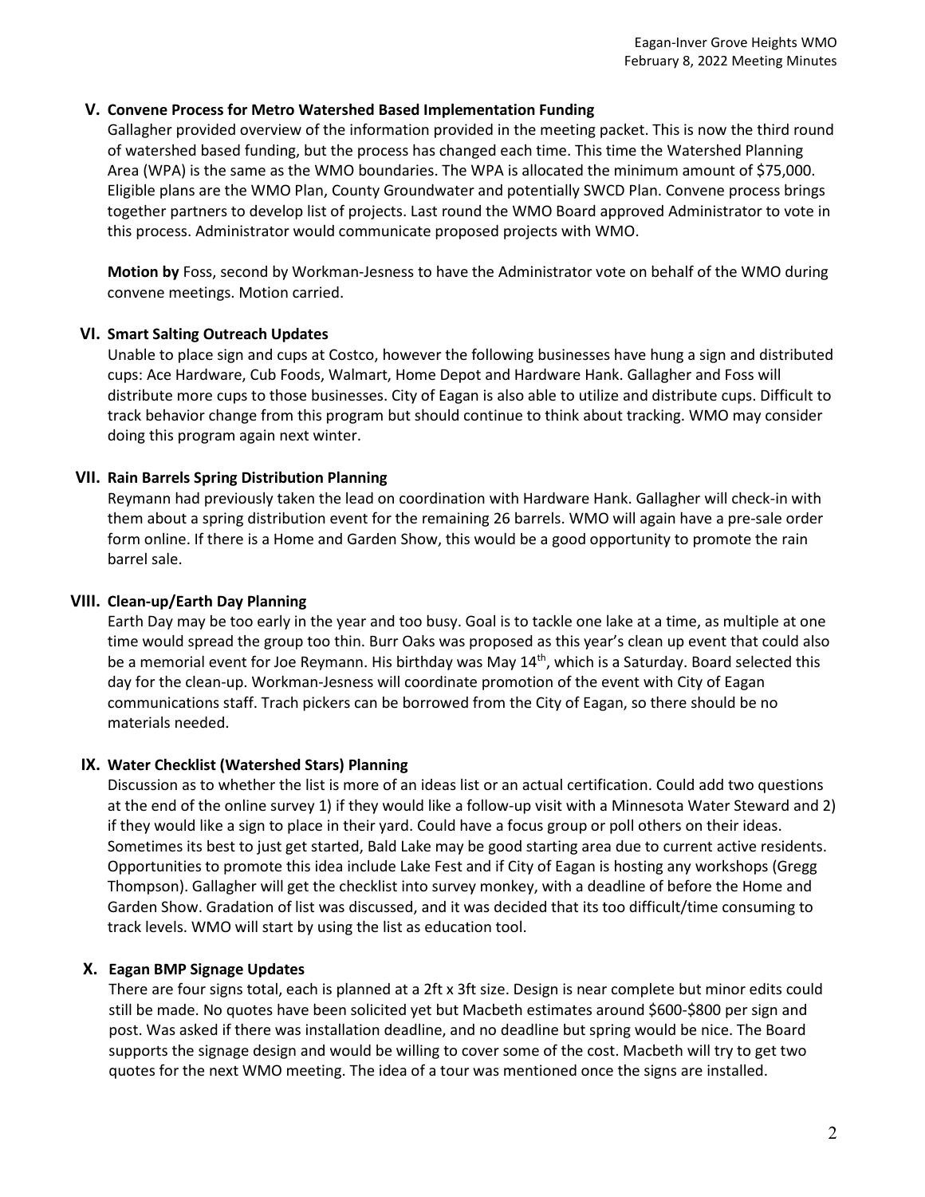## V. Convene Process for Metro Watershed Based Implementation Funding

Gallagher provided overview of the information provided in the meeting packet. This is now the third round of watershed based funding, but the process has changed each time. This time the Watershed Planning Area (WPA) is the same as the WMO boundaries. The WPA is allocated the minimum amount of $75,000. Eligible plans are the WMO Plan, County Groundwater and potentially SWCD Plan. Convene process brings together partners to develop list of projects. Last round the WMO Board approved Administrator to vote in this process. Administrator would communicate proposed projects with WMO.

**Motion by** Foss, second by Workman-Jesness to have the Administrator vote on behalf of the WMO during convene meetings. Motion carried.

## VI. Smart Salting Outreach Updates

Unable to place sign and cups at Costco, however the following businesses have hung a sign and distributed cups: Ace Hardware, Cub Foods, Walmart, Home Depot and Hardware Hank. Gallagher and Foss will distribute more cups to those businesses. City of Eagan is also able to utilize and distribute cups. Difficult to track behavior change from this program but should continue to think about tracking. WMO may consider doing this program again next winter.

## VII. Rain Barrels Spring Distribution Planning

Reymann had previously taken the lead on coordination with Hardware Hank. Gallagher will check-in with them about a spring distribution event for the remaining 26 barrels. WMO will again have a pre-sale order form online. If there is a Home and Garden Show, this would be a good opportunity to promote the rain barrel sale.

## VIII. Clean-up/Earth Day Planning

Earth Day may be too early in the year and too busy. Goal is to tackle one lake at a time, as multiple at one time would spread the group too thin. Burr Oaks was proposed as this year's clean up event that could also be a memorial event for Joe Reymann. His birthday was May 14th, which is a Saturday. Board selected this day for the clean-up. Workman-Jesness will coordinate promotion of the event with City of Eagan communications staff. Trach pickers can be borrowed from the City of Eagan, so there should be no materials needed.

## IX. Water Checklist (Watershed Stars) Planning

Discussion as to whether the list is more of an ideas list or an actual certification. Could add two questions at the end of the online survey 1) if they would like a follow-up visit with a Minnesota Water Steward and 2) if they would like a sign to place in their yard. Could have a focus group or poll others on their ideas. Sometimes its best to just get started, Bald Lake may be good starting area due to current active residents. Opportunities to promote this idea include Lake Fest and if City of Eagan is hosting any workshops (Gregg Thompson). Gallagher will get the checklist into survey monkey, with a deadline of before the Home and Garden Show. Gradation of list was discussed, and it was decided that its too difficult/time consuming to track levels. WMO will start by using the list as education tool.

## X. Eagan BMP Signage Updates

There are four signs total, each is planned at a 2ft x 3ft size. Design is near complete but minor edits could still be made. No quotes have been solicited yet but Macbeth estimates around $600-$800 per sign and post. Was asked if there was installation deadline, and no deadline but spring would be nice. The Board supports the signage design and would be willing to cover some of the cost. Macbeth will try to get two quotes for the next WMO meeting. The idea of a tour was mentioned once the signs are installed.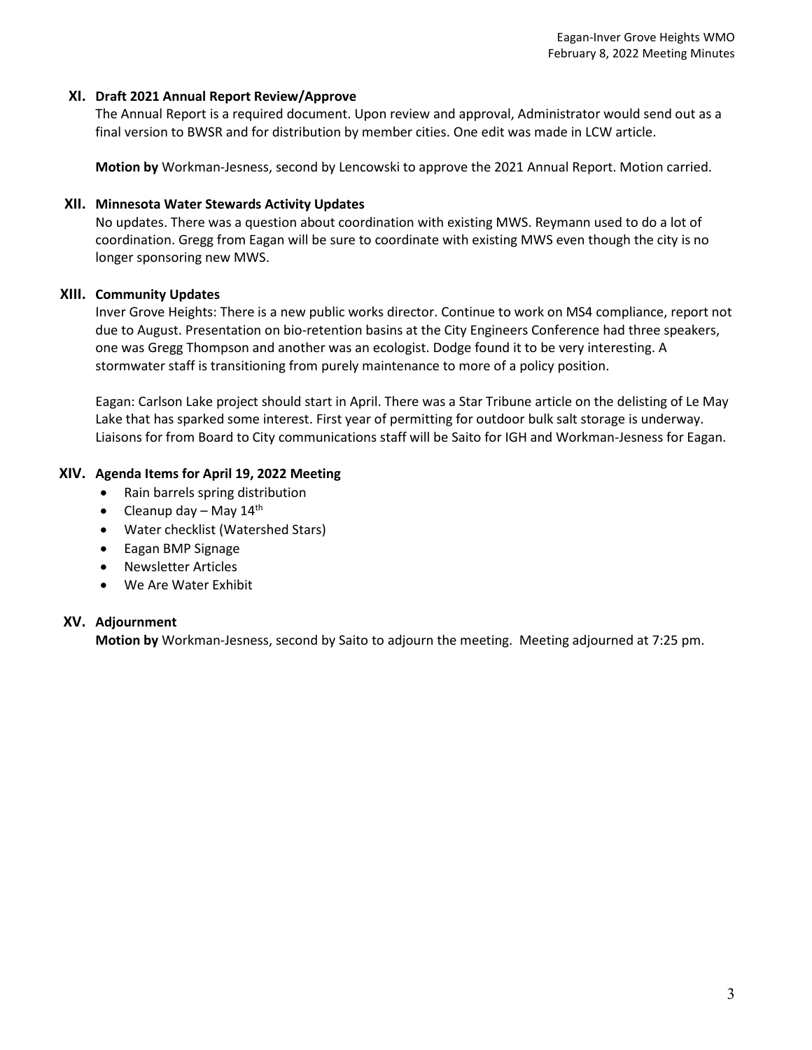## XI. Draft 2021 Annual Report Review/Approve

The Annual Report is a required document. Upon review and approval, Administrator would send out as a final version to BWSR and for distribution by member cities. One edit was made in LCW article.

**Motion by** Workman-Jesness, second by Lencowski to approve the 2021 Annual Report. Motion carried.

## XII. Minnesota Water Stewards Activity Updates

No updates. There was a question about coordination with existing MWS. Reymann used to do a lot of coordination. Gregg from Eagan will be sure to coordinate with existing MWS even though the city is no longer sponsoring new MWS.

## XIII. Community Updates

Inver Grove Heights: There is a new public works director. Continue to work on MS4 compliance, report not due to August. Presentation on bio-retention basins at the City Engineers Conference had three speakers, one was Gregg Thompson and another was an ecologist. Dodge found it to be very interesting. A stormwater staff is transitioning from purely maintenance to more of a policy position.

Eagan: Carlson Lake project should start in April. There was a Star Tribune article on the delisting of Le May Lake that has sparked some interest. First year of permitting for outdoor bulk salt storage is underway. Liaisons for from Board to City communications staff will be Saito for IGH and Workman-Jesness for Eagan.

## XIV. Agenda Items for April 19, 2022 Meeting

- Rain barrels spring distribution
- Cleanup day – May 14th
- Water checklist (Watershed Stars)
- Eagan BMP Signage
- Newsletter Articles
- We Are Water Exhibit

## XV. Adjournment

**Motion by** Workman-Jesness, second by Saito to adjourn the meeting. Meeting adjourned at 7:25 pm.